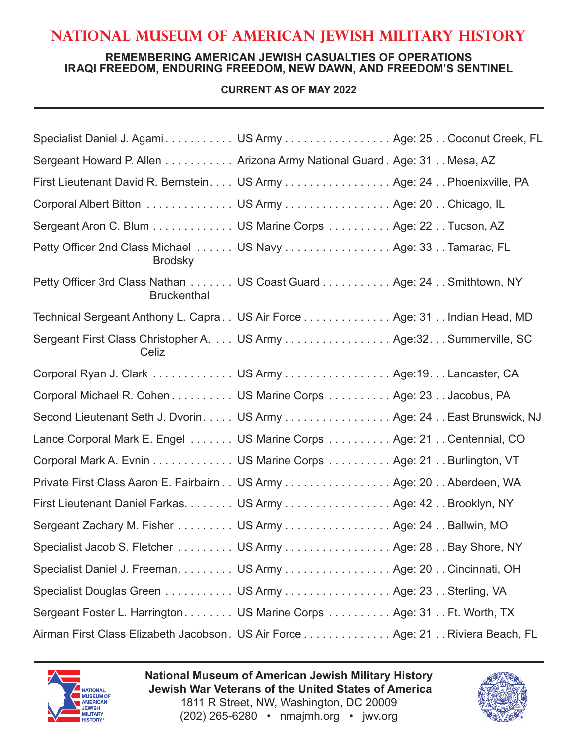# NATIONAL MUSEUM OF AMERICAN JEWISH MILITARY HISTORY

## REMEMBERING AMERICAN JEWISH CASUALTIES OF OPERATIONS IRAQI FREEDOM, ENDURING FREEDOM, NEW DAWN, AND FREEDOM'S SENTINEL

**CURRENT AS OF MAY 2022**

| Name | Branch | Age | Hometown |
|---|---|---|---|
| Specialist Daniel J. Agami | US Army | Age: 25 | Coconut Creek, FL |
| Sergeant Howard P. Allen | Arizona Army National Guard | Age: 31 | Mesa, AZ |
| First Lieutenant David R. Bernstein | US Army | Age: 24 | Phoenixville, PA |
| Corporal Albert Bitton | US Army | Age: 20 | Chicago, IL |
| Sergeant Aron C. Blum | US Marine Corps | Age: 22 | Tucson, AZ |
| Petty Officer 2nd Class Michael Brodsky | US Navy | Age: 33 | Tamarac, FL |
| Petty Officer 3rd Class Nathan Bruckenthal | US Coast Guard | Age: 24 | Smithtown, NY |
| Technical Sergeant Anthony L. Capra | US Air Force | Age: 31 | Indian Head, MD |
| Sergeant First Class Christopher A. Celiz | US Army | Age:32 | Summerville, SC |
| Corporal Ryan J. Clark | US Army | Age:19 | Lancaster, CA |
| Corporal Michael R. Cohen | US Marine Corps | Age: 23 | Jacobus, PA |
| Second Lieutenant Seth J. Dvorin | US Army | Age: 24 | East Brunswick, NJ |
| Lance Corporal Mark E. Engel | US Marine Corps | Age: 21 | Centennial, CO |
| Corporal Mark A. Evnin | US Marine Corps | Age: 21 | Burlington, VT |
| Private First Class Aaron E. Fairbairn | US Army | Age: 20 | Aberdeen, WA |
| First Lieutenant Daniel Farkas | US Army | Age: 42 | Brooklyn, NY |
| Sergeant Zachary M. Fisher | US Army | Age: 24 | Ballwin, MO |
| Specialist Jacob S. Fletcher | US Army | Age: 28 | Bay Shore, NY |
| Specialist Daniel J. Freeman | US Army | Age: 20 | Cincinnati, OH |
| Specialist Douglas Green | US Army | Age: 23 | Sterling, VA |
| Sergeant Foster L. Harrington | US Marine Corps | Age: 31 | Ft. Worth, TX |
| Airman First Class Elizabeth Jacobson | US Air Force | Age: 21 | Riviera Beach, FL |

**National Museum of American Jewish Military History**
**Jewish War Veterans of the United States of America**
1811 R Street, NW, Washington, DC 20009
(202) 265-6280 • nmajmh.org • jwv.org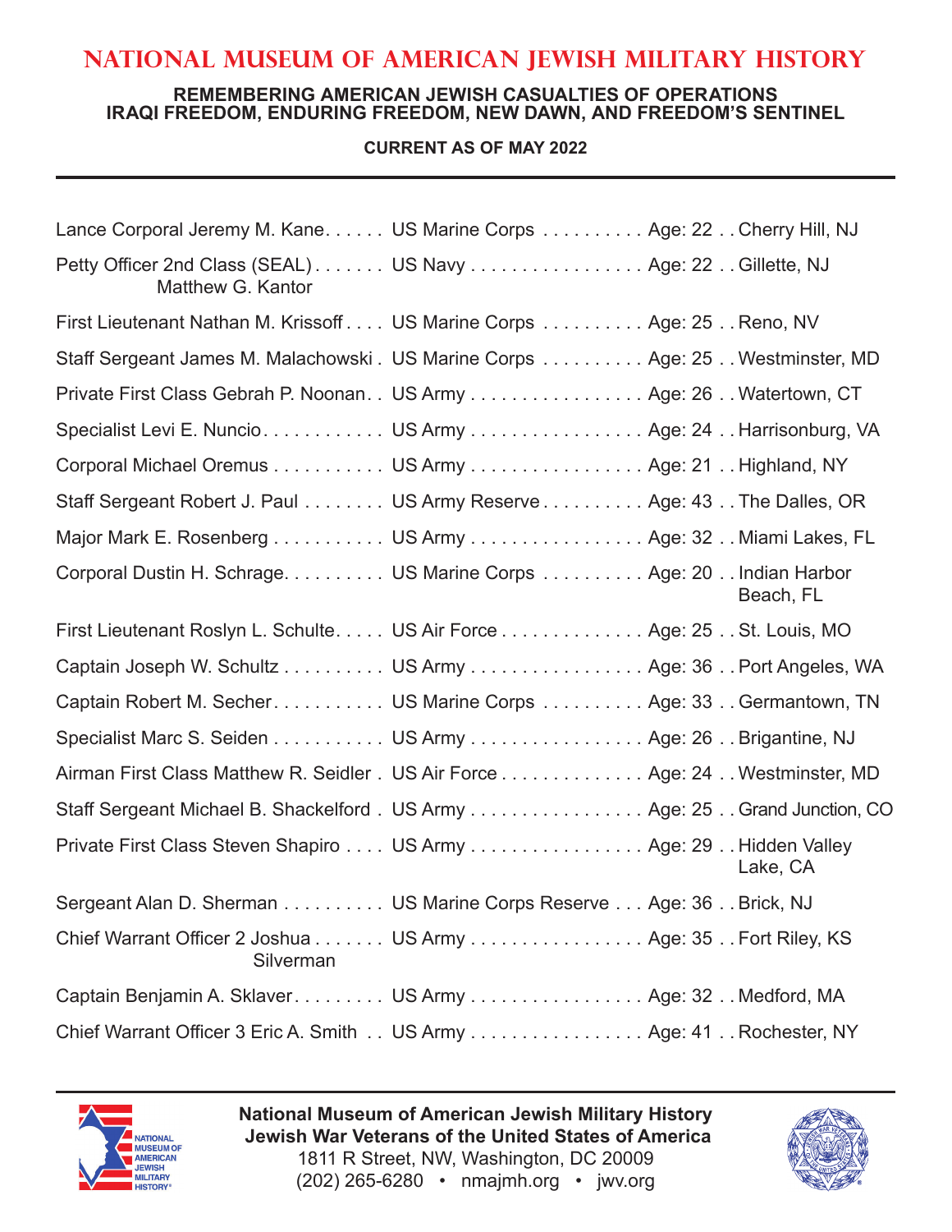# NATIONAL MUSEUM OF AMERICAN JEWISH MILITARY HISTORY

**REMEMBERING AMERICAN JEWISH CASUALTIES OF OPERATIONS IRAQI FREEDOM, ENDURING FREEDOM, NEW DAWN, AND FREEDOM'S SENTINEL**

**CURRENT AS OF MAY 2022**

---

| Name | Branch | Age | Hometown |
|---|---|---|---|
| Lance Corporal Jeremy M. Kane | US Marine Corps | Age: 22 | Cherry Hill, NJ |
| Petty Officer 2nd Class (SEAL) Matthew G. Kantor | US Navy | Age: 22 | Gillette, NJ |
| First Lieutenant Nathan M. Krissoff | US Marine Corps | Age: 25 | Reno, NV |
| Staff Sergeant James M. Malachowski | US Marine Corps | Age: 25 | Westminster, MD |
| Private First Class Gebrah P. Noonan | US Army | Age: 26 | Watertown, CT |
| Specialist Levi E. Nuncio | US Army | Age: 24 | Harrisonburg, VA |
| Corporal Michael Oremus | US Army | Age: 21 | Highland, NY |
| Staff Sergeant Robert J. Paul | US Army Reserve | Age: 43 | The Dalles, OR |
| Major Mark E. Rosenberg | US Army | Age: 32 | Miami Lakes, FL |
| Corporal Dustin H. Schrage | US Marine Corps | Age: 20 | Indian Harbor Beach, FL |
| First Lieutenant Roslyn L. Schulte | US Air Force | Age: 25 | St. Louis, MO |
| Captain Joseph W. Schultz | US Army | Age: 36 | Port Angeles, WA |
| Captain Robert M. Secher | US Marine Corps | Age: 33 | Germantown, TN |
| Specialist Marc S. Seiden | US Army | Age: 26 | Brigantine, NJ |
| Airman First Class Matthew R. Seidler | US Air Force | Age: 24 | Westminster, MD |
| Staff Sergeant Michael B. Shackelford | US Army | Age: 25 | Grand Junction, CO |
| Private First Class Steven Shapiro | US Army | Age: 29 | Hidden Valley Lake, CA |
| Sergeant Alan D. Sherman | US Marine Corps Reserve | Age: 36 | Brick, NJ |
| Chief Warrant Officer 2 Joshua Silverman | US Army | Age: 35 | Fort Riley, KS |
| Captain Benjamin A. Sklaver | US Army | Age: 32 | Medford, MA |
| Chief Warrant Officer 3 Eric A. Smith | US Army | Age: 41 | Rochester, NY |

---

**National Museum of American Jewish Military History**
**Jewish War Veterans of the United States of America**
1811 R Street, NW, Washington, DC 20009
(202) 265-6280 • nmajmh.org • jwv.org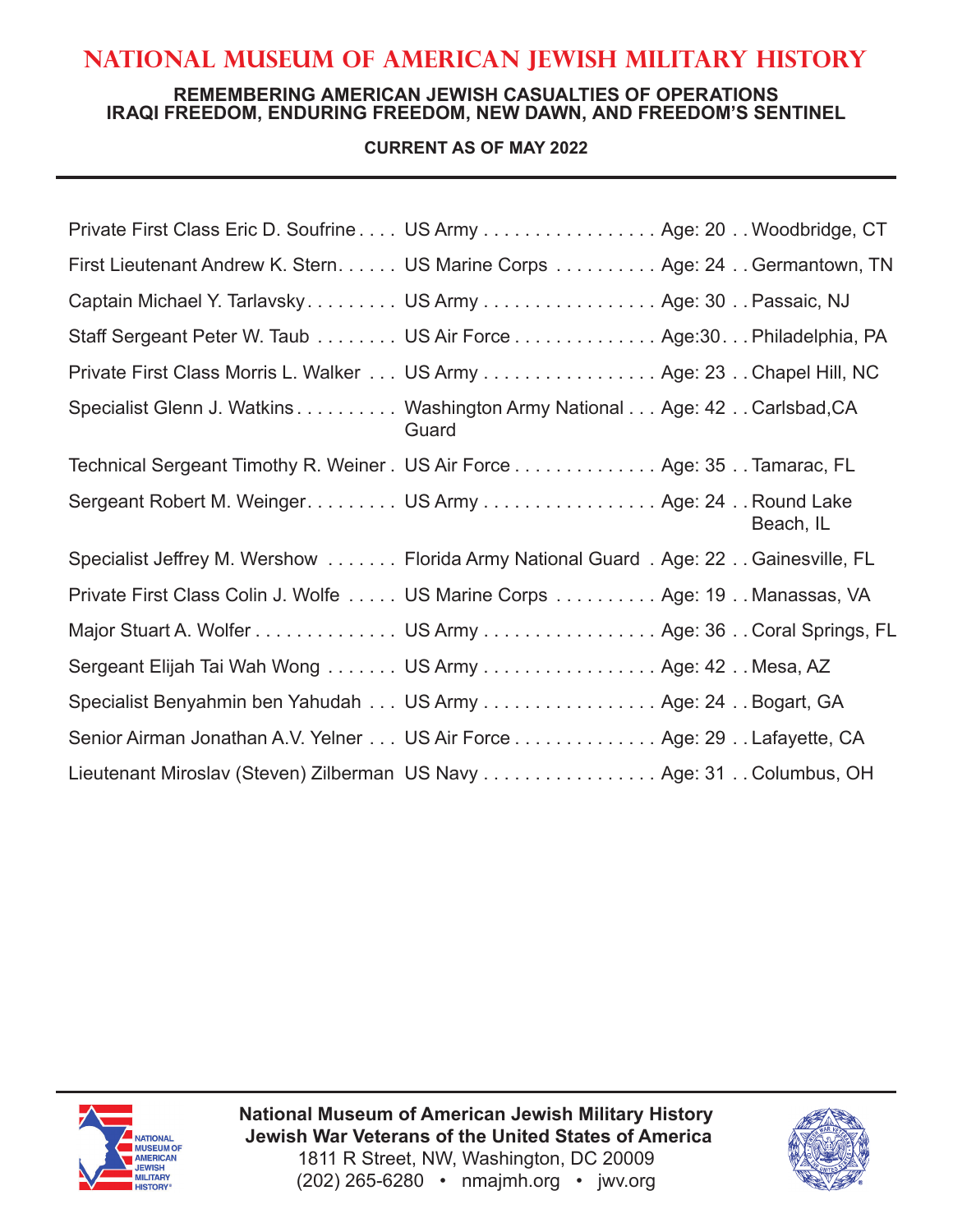# NATIONAL MUSEUM OF AMERICAN JEWISH MILITARY HISTORY

**REMEMBERING AMERICAN JEWISH CASUALTIES OF OPERATIONS IRAQI FREEDOM, ENDURING FREEDOM, NEW DAWN, AND FREEDOM'S SENTINEL**

**CURRENT AS OF MAY 2022**

| | | | |
|---|---|---|---|
| Private First Class Eric D. Soufrine | US Army | Age: 20 | Woodbridge, CT |
| First Lieutenant Andrew K. Stern | US Marine Corps | Age: 24 | Germantown, TN |
| Captain Michael Y. Tarlavsky | US Army | Age: 30 | Passaic, NJ |
| Staff Sergeant Peter W. Taub | US Air Force | Age:30 | Philadelphia, PA |
| Private First Class Morris L. Walker | US Army | Age: 23 | Chapel Hill, NC |
| Specialist Glenn J. Watkins | Washington Army National Guard | Age: 42 | Carlsbad,CA |
| Technical Sergeant Timothy R. Weiner | US Air Force | Age: 35 | Tamarac, FL |
| Sergeant Robert M. Weinger | US Army | Age: 24 | Round Lake Beach, IL |
| Specialist Jeffrey M. Wershow | Florida Army National Guard | Age: 22 | Gainesville, FL |
| Private First Class Colin J. Wolfe | US Marine Corps | Age: 19 | Manassas, VA |
| Major Stuart A. Wolfer | US Army | Age: 36 | Coral Springs, FL |
| Sergeant Elijah Tai Wah Wong | US Army | Age: 42 | Mesa, AZ |
| Specialist Benyahmin ben Yahudah | US Army | Age: 24 | Bogart, GA |
| Senior Airman Jonathan A.V. Yelner | US Air Force | Age: 29 | Lafayette, CA |
| Lieutenant Miroslav (Steven) Zilberman | US Navy | Age: 31 | Columbus, OH |

**National Museum of American Jewish Military History**
**Jewish War Veterans of the United States of America**
1811 R Street, NW, Washington, DC 20009
(202) 265-6280 • nmajmh.org • jwv.org